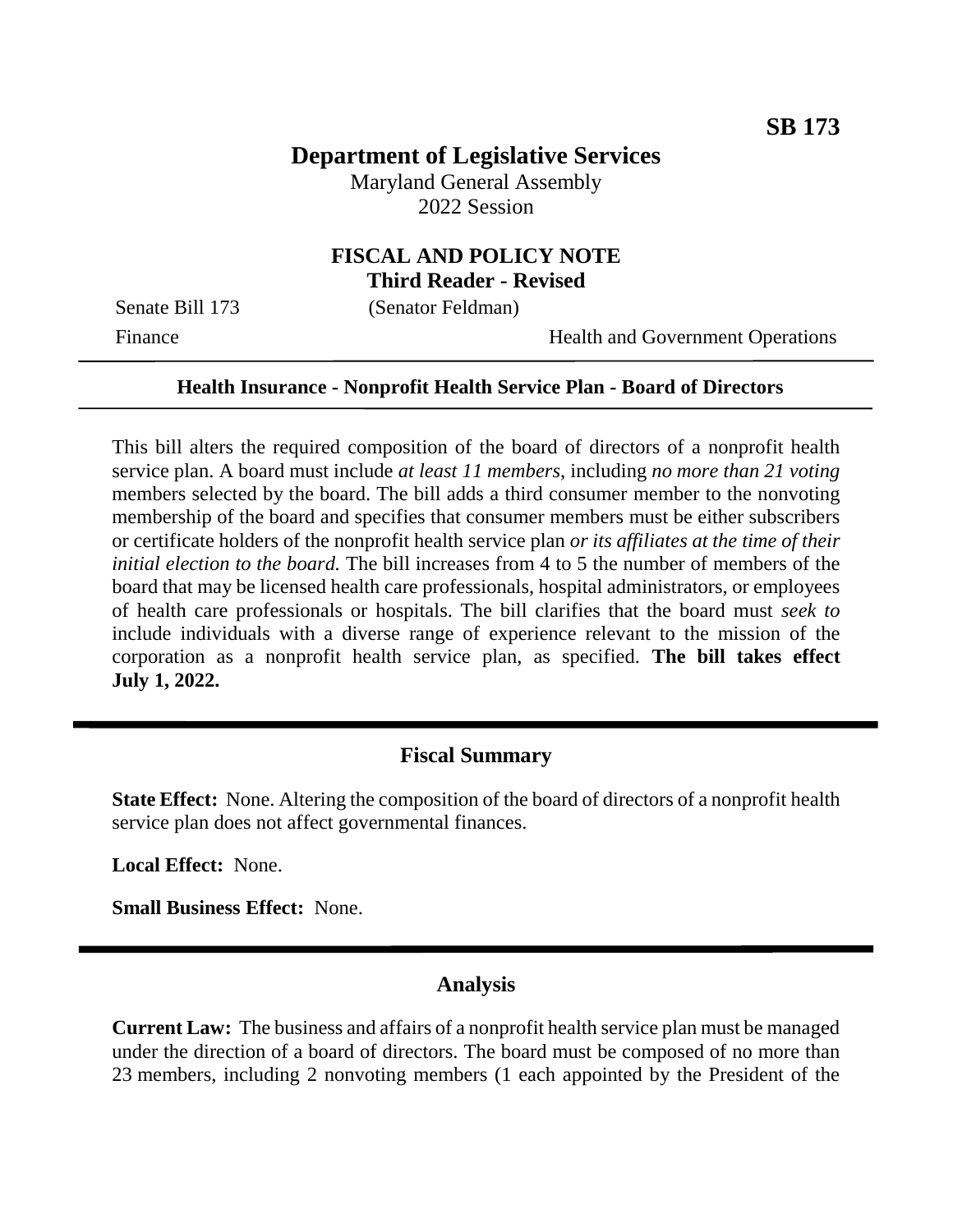**SB 173**

# Department of Legislative Services

Maryland General Assembly
2022 Session

## FISCAL AND POLICY NOTE
### Third Reader - Revised

Senate Bill 173 (Senator Feldman)
Finance Health and Government Operations

---

**Health Insurance - Nonprofit Health Service Plan - Board of Directors**

---

This bill alters the required composition of the board of directors of a nonprofit health service plan. A board must include *at least 11 members*, including *no more than 21 voting* members selected by the board. The bill adds a third consumer member to the nonvoting membership of the board and specifies that consumer members must be either subscribers or certificate holders of the nonprofit health service plan *or its affiliates at the time of their initial election to the board.* The bill increases from 4 to 5 the number of members of the board that may be licensed health care professionals, hospital administrators, or employees of health care professionals or hospitals. The bill clarifies that the board must *seek to* include individuals with a diverse range of experience relevant to the mission of the corporation as a nonprofit health service plan, as specified. **The bill takes effect July 1, 2022.**

---

## Fiscal Summary

**State Effect:** None. Altering the composition of the board of directors of a nonprofit health service plan does not affect governmental finances.

**Local Effect:** None.

**Small Business Effect:** None.

---

## Analysis

**Current Law:** The business and affairs of a nonprofit health service plan must be managed under the direction of a board of directors. The board must be composed of no more than 23 members, including 2 nonvoting members (1 each appointed by the President of the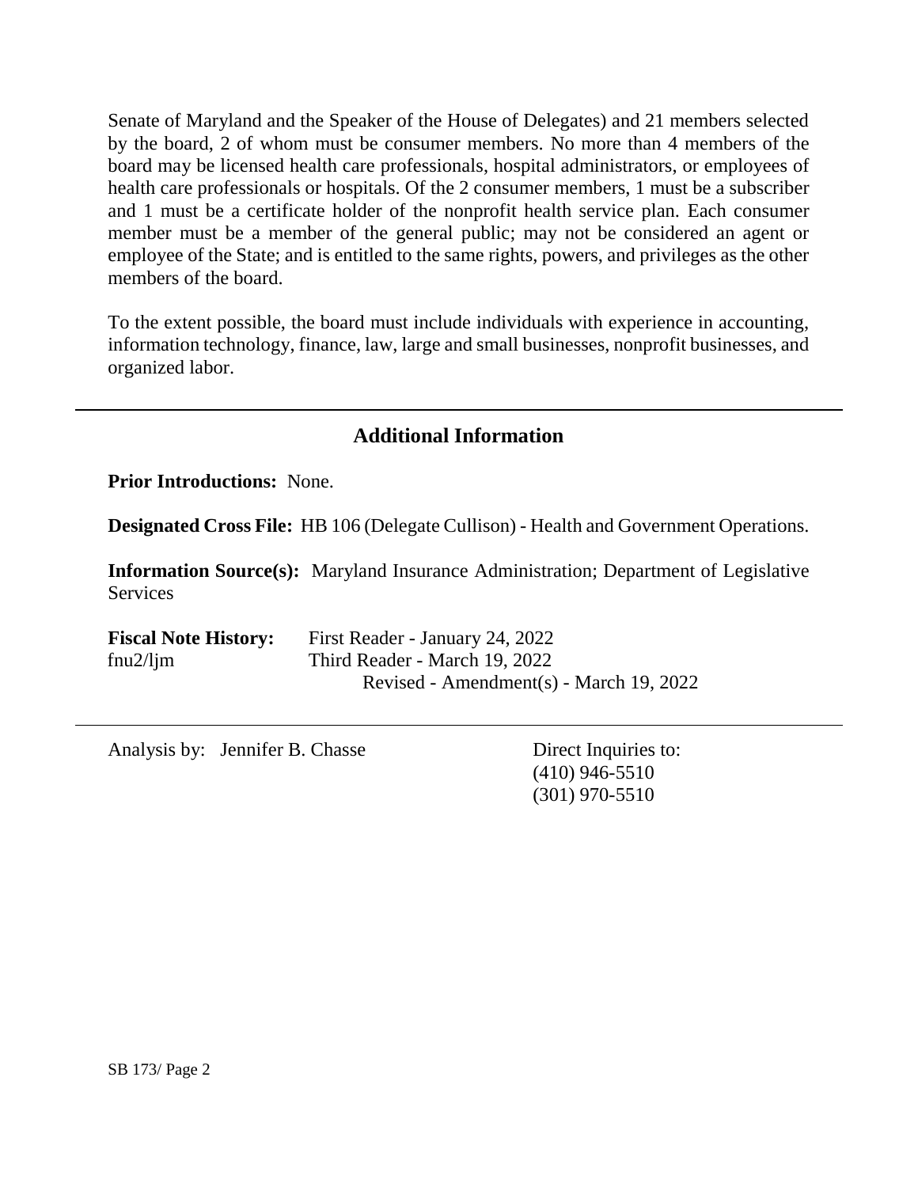Senate of Maryland and the Speaker of the House of Delegates) and 21 members selected by the board, 2 of whom must be consumer members. No more than 4 members of the board may be licensed health care professionals, hospital administrators, or employees of health care professionals or hospitals. Of the 2 consumer members, 1 must be a subscriber and 1 must be a certificate holder of the nonprofit health service plan. Each consumer member must be a member of the general public; may not be considered an agent or employee of the State; and is entitled to the same rights, powers, and privileges as the other members of the board.

To the extent possible, the board must include individuals with experience in accounting, information technology, finance, law, large and small businesses, nonprofit businesses, and organized labor.

---

## Additional Information

**Prior Introductions:** None.

**Designated Cross File:** HB 106 (Delegate Cullison) - Health and Government Operations.

**Information Source(s):** Maryland Insurance Administration; Department of Legislative Services

**Fiscal Note History:** First Reader - January 24, 2022
fnu2/ljm Third Reader - March 19, 2022
Revised - Amendment(s) - March 19, 2022

---

Analysis by: Jennifer B. Chasse

Direct Inquiries to:
(410) 946-5510
(301) 970-5510